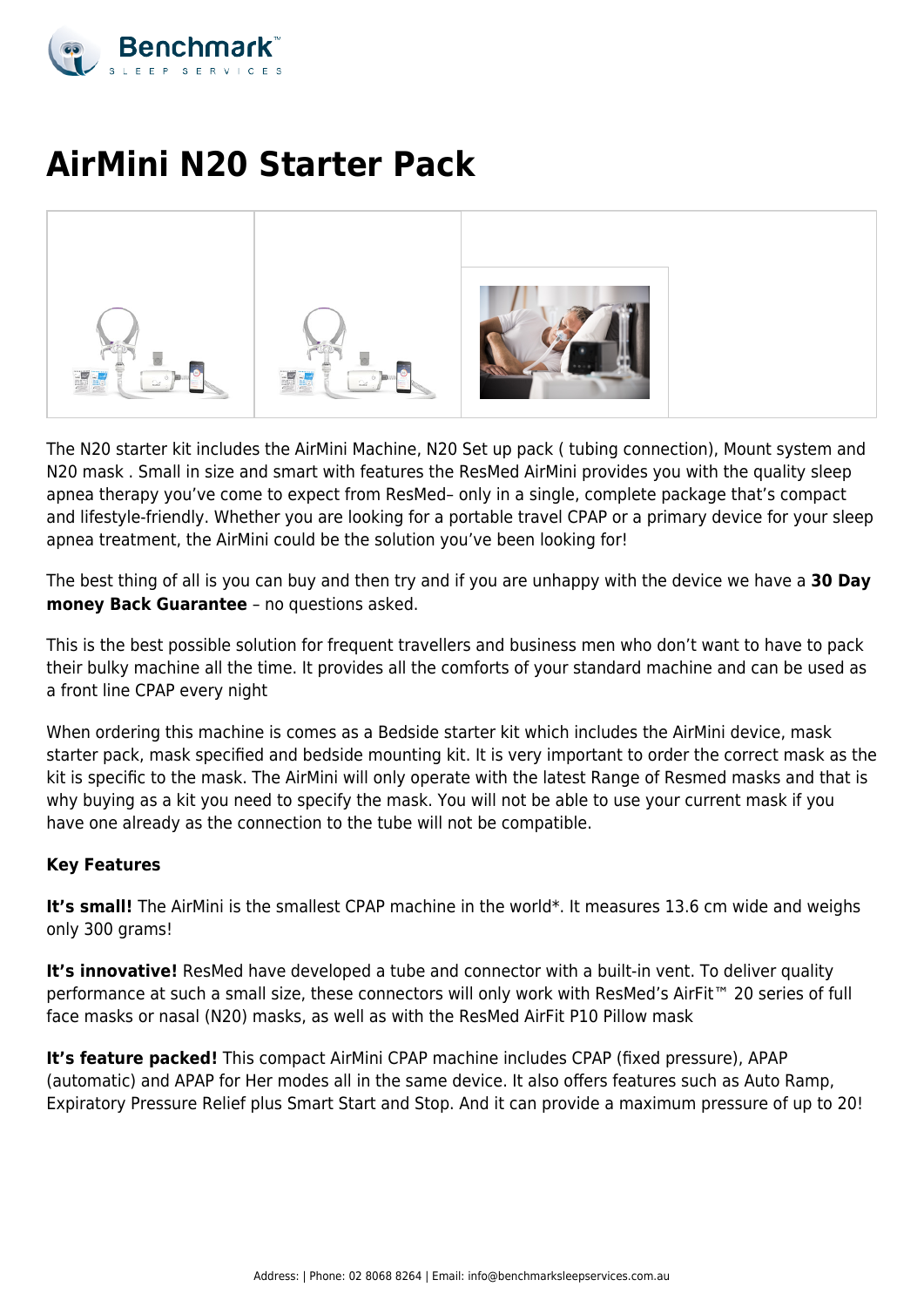# AirMini N20 Starter Pack

The N20 starter kit includes the AirMini Machine, N20 Set up pack ( tubing connection), Mount system and N20 mask . Small in size and smart with features the ResMed AirMini provides you with the quality sleep apnea therapy you've come to expect from ResMed– only in a single, complete package that's compact and lifestyle-friendly. Whether you are looking for a portable travel CPAP or a primary device for your sleep apnea treatment, the AirMini could be the solution you've been looking for!

The best thing of all is you can buy and then try and if you are unhappy with the device we have a **30 Day money Back Guarantee** – no questions asked.

This is the best possible solution for frequent travellers and business men who don't want to have to pack their bulky machine all the time. It provides all the comforts of your standard machine and can be used as a front line CPAP every night

When ordering this machine is comes as a Bedside starter kit which includes the AirMini device, mask starter pack, mask specified and bedside mounting kit. It is very important to order the correct mask as the kit is specific to the mask. The AirMini will only operate with the latest Range of Resmed masks and that is why buying as a kit you need to specify the mask. You will not be able to use your current mask if you have one already as the connection to the tube will not be compatible.

**Key Features**

**It's small!** The AirMini is the smallest CPAP machine in the world*. It measures 13.6 cm wide and weighs only 300 grams!

**It's innovative!** ResMed have developed a tube and connector with a built-in vent. To deliver quality performance at such a small size, these connectors will only work with ResMed's AirFit™ 20 series of full face masks or nasal (N20) masks, as well as with the ResMed AirFit P10 Pillow mask

**It's feature packed!** This compact AirMini CPAP machine includes CPAP (fixed pressure), APAP (automatic) and APAP for Her modes all in the same device. It also offers features such as Auto Ramp, Expiratory Pressure Relief plus Smart Start and Stop. And it can provide a maximum pressure of up to 20!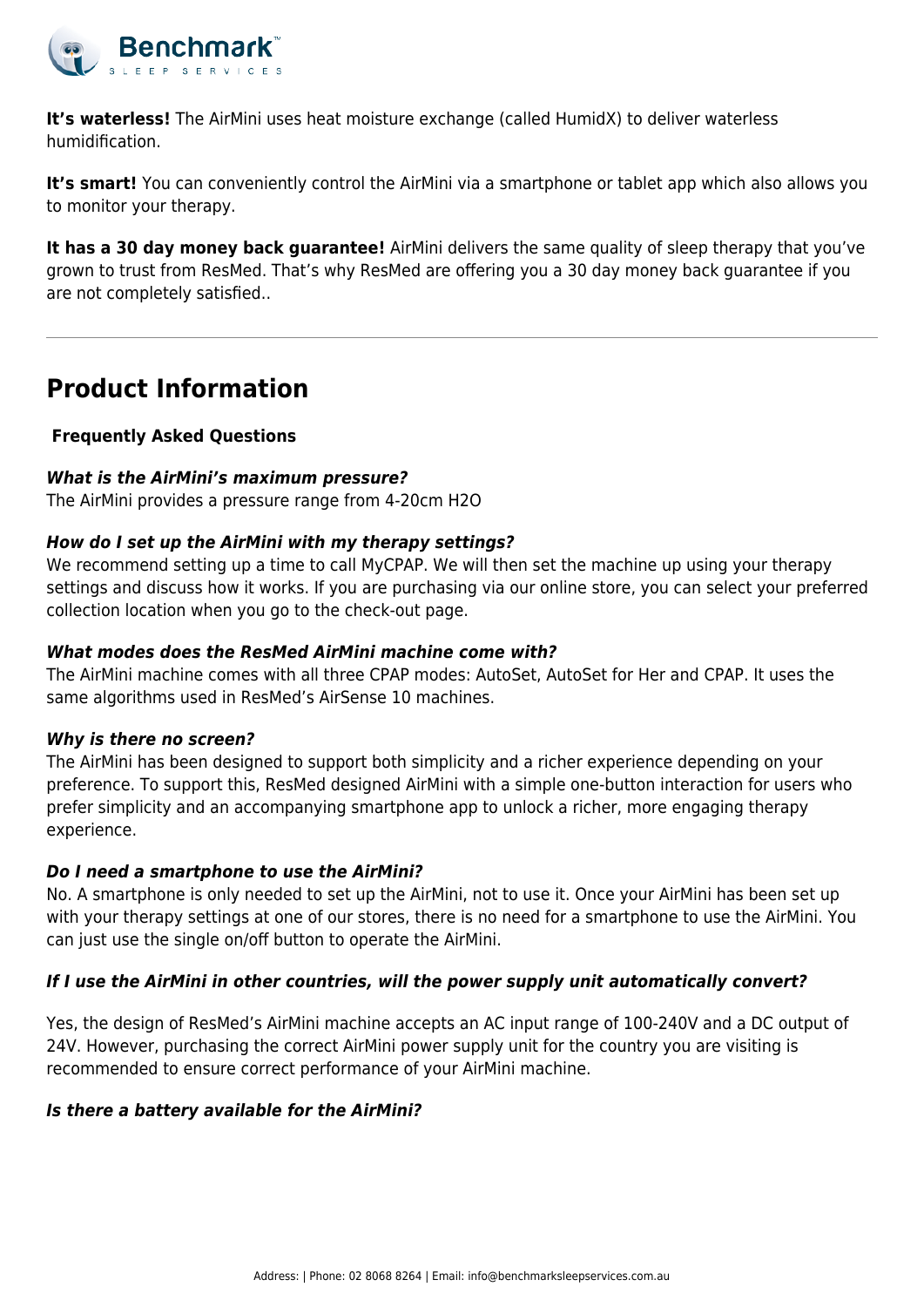**It's waterless!** The AirMini uses heat moisture exchange (called HumidX) to deliver waterless humidification.

**It's smart!** You can conveniently control the AirMini via a smartphone or tablet app which also allows you to monitor your therapy.

**It has a 30 day money back guarantee!** AirMini delivers the same quality of sleep therapy that you've grown to trust from ResMed. That's why ResMed are offering you a 30 day money back guarantee if you are not completely satisfied..

---

## Product Information

**Frequently Asked Questions**

***What is the AirMini's maximum pressure?***
The AirMini provides a pressure range from 4-20cm H2O

***How do I set up the AirMini with my therapy settings?***
We recommend setting up a time to call MyCPAP. We will then set the machine up using your therapy settings and discuss how it works. If you are purchasing via our online store, you can select your preferred collection location when you go to the check-out page.

***What modes does the ResMed AirMini machine come with?***
The AirMini machine comes with all three CPAP modes: AutoSet, AutoSet for Her and CPAP. It uses the same algorithms used in ResMed's AirSense 10 machines.

***Why is there no screen?***
The AirMini has been designed to support both simplicity and a richer experience depending on your preference. To support this, ResMed designed AirMini with a simple one-button interaction for users who prefer simplicity and an accompanying smartphone app to unlock a richer, more engaging therapy experience.

***Do I need a smartphone to use the AirMini?***
No. A smartphone is only needed to set up the AirMini, not to use it. Once your AirMini has been set up with your therapy settings at one of our stores, there is no need for a smartphone to use the AirMini. You can just use the single on/off button to operate the AirMini.

***If I use the AirMini in other countries, will the power supply unit automatically convert?***

Yes, the design of ResMed's AirMini machine accepts an AC input range of 100-240V and a DC output of 24V. However, purchasing the correct AirMini power supply unit for the country you are visiting is recommended to ensure correct performance of your AirMini machine.

***Is there a battery available for the AirMini?***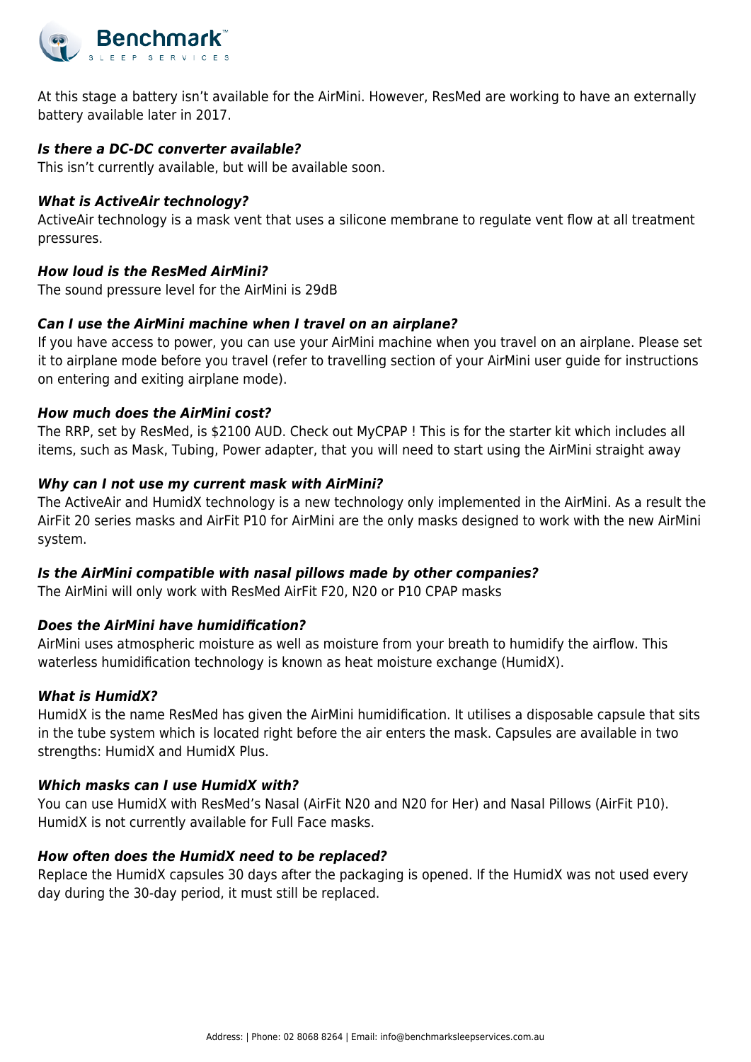At this stage a battery isn't available for the AirMini. However, ResMed are working to have an externally battery available later in 2017.

***Is there a DC-DC converter available?***
This isn't currently available, but will be available soon.

***What is ActiveAir technology?***
ActiveAir technology is a mask vent that uses a silicone membrane to regulate vent flow at all treatment pressures.

***How loud is the ResMed AirMini?***
The sound pressure level for the AirMini is 29dB

***Can I use the AirMini machine when I travel on an airplane?***
If you have access to power, you can use your AirMini machine when you travel on an airplane. Please set it to airplane mode before you travel (refer to travelling section of your AirMini user guide for instructions on entering and exiting airplane mode).

***How much does the AirMini cost?***
The RRP, set by ResMed, is $2100 AUD. Check out MyCPAP ! This is for the starter kit which includes all items, such as Mask, Tubing, Power adapter, that you will need to start using the AirMini straight away

***Why can I not use my current mask with AirMini?***
The ActiveAir and HumidX technology is a new technology only implemented in the AirMini. As a result the AirFit 20 series masks and AirFit P10 for AirMini are the only masks designed to work with the new AirMini system.

***Is the AirMini compatible with nasal pillows made by other companies?***
The AirMini will only work with ResMed AirFit F20, N20 or P10 CPAP masks

***Does the AirMini have humidification?***
AirMini uses atmospheric moisture as well as moisture from your breath to humidify the airflow. This waterless humidification technology is known as heat moisture exchange (HumidX).

***What is HumidX?***
HumidX is the name ResMed has given the AirMini humidification. It utilises a disposable capsule that sits in the tube system which is located right before the air enters the mask. Capsules are available in two strengths: HumidX and HumidX Plus.

***Which masks can I use HumidX with?***
You can use HumidX with ResMed's Nasal (AirFit N20 and N20 for Her) and Nasal Pillows (AirFit P10). HumidX is not currently available for Full Face masks.

***How often does the HumidX need to be replaced?***
Replace the HumidX capsules 30 days after the packaging is opened. If the HumidX was not used every day during the 30-day period, it must still be replaced.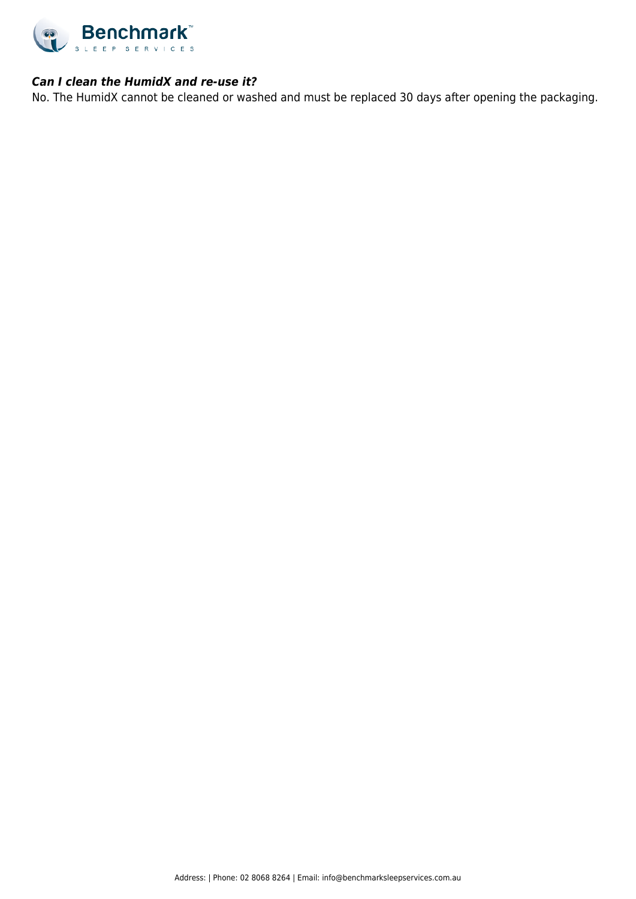***Can I clean the HumidX and re-use it?***

No. The HumidX cannot be cleaned or washed and must be replaced 30 days after opening the packaging.